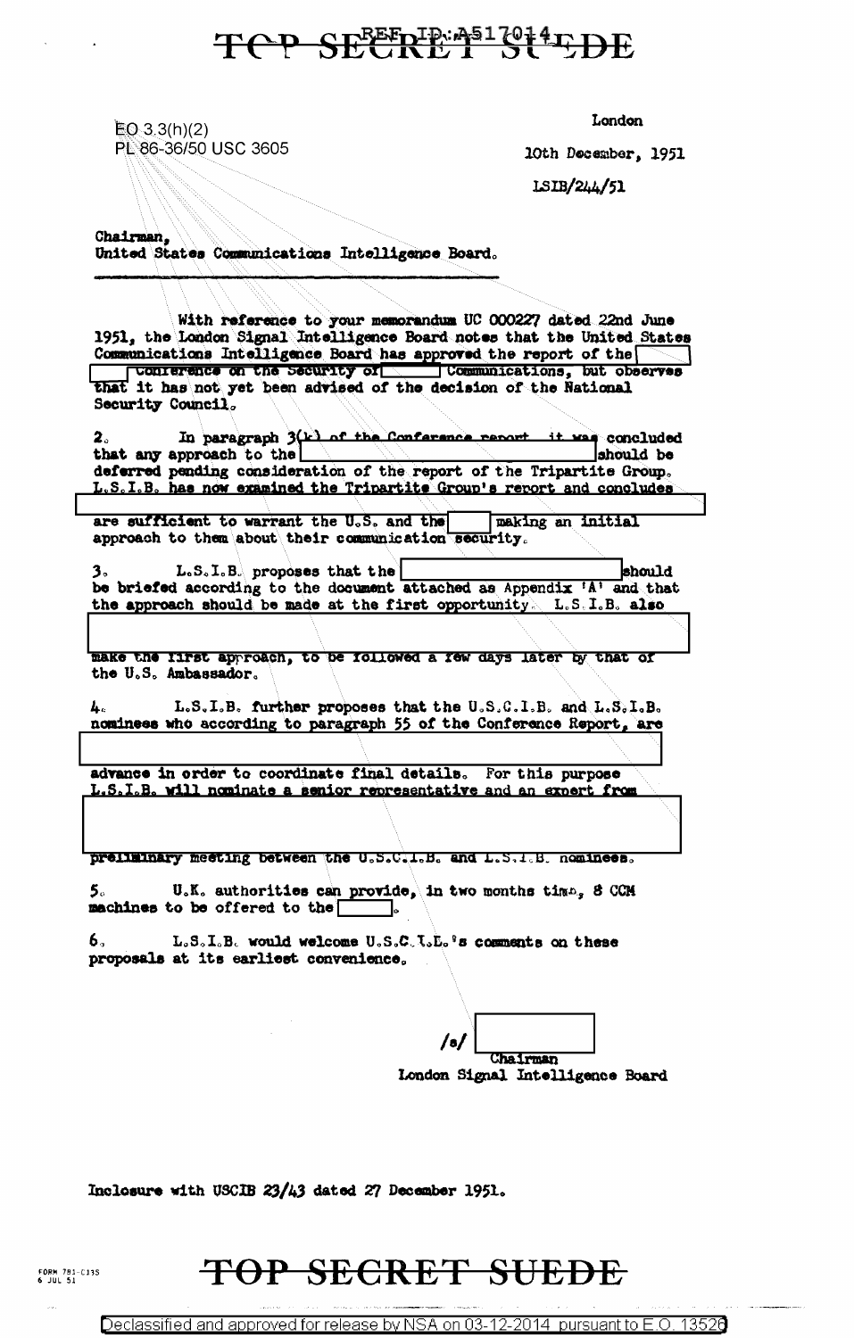TOP SECRET SUEDE

REF ID:A517014

EO 3.3(h)(2)
PL 86-36/50 USC 3605

London

10th December, 1951

LSIB/244/51

Chairman,
United States Communications Intelligence Board.

With reference to your memorandum UC 000227 dated 22nd June 1951, the London Signal Intelligence Board notes that the United States Communications Intelligence Board has approved the report of the [ ] Conference on the Security of [ ] Communications, but observes that it has not yet been advised of the decision of the National Security Council.

2. In paragraph 3(k) of the Conference report, it was concluded that any approach to the [ ] should be deferred pending consideration of the report of the Tripartite Group. L.S.I.B. has now examined the Tripartite Group's report and concludes [ ] are sufficient to warrant the U.S. and the [ ] making an initial approach to them about their communication security.

3. L.S.I.B. proposes that the [ ] should be briefed according to the document attached as Appendix 'A' and that the approach should be made at the first opportunity. L.S.I.B. also [ ] make the first approach, to be followed a few days later by that of the U.S. Ambassador.

4. L.S.I.B. further proposes that the U.S.C.I.B. and L.S.I.B. nominees who according to paragraph 55 of the Conference Report, are [ ] advance in order to coordinate final details. For this purpose L.S.I.B. will nominate a senior representative and an expert from [ ] preliminary meeting between the U.S.C.I.B. and L.S.I.B. nominees.

5. U.K. authorities can provide, in two months time, 8 CCM machines to be offered to the [ ].

6. L.S.I.B. would welcome U.S.C.I.B.'s comments on these proposals at its earliest convenience.

/s/ [ ]
Chairman
London Signal Intelligence Board

Inclosure with USCIB 23/43 dated 27 December 1951.

TOP SECRET SUEDE

Declassified and approved for release by NSA on 03-12-2014 pursuant to E.O. 13526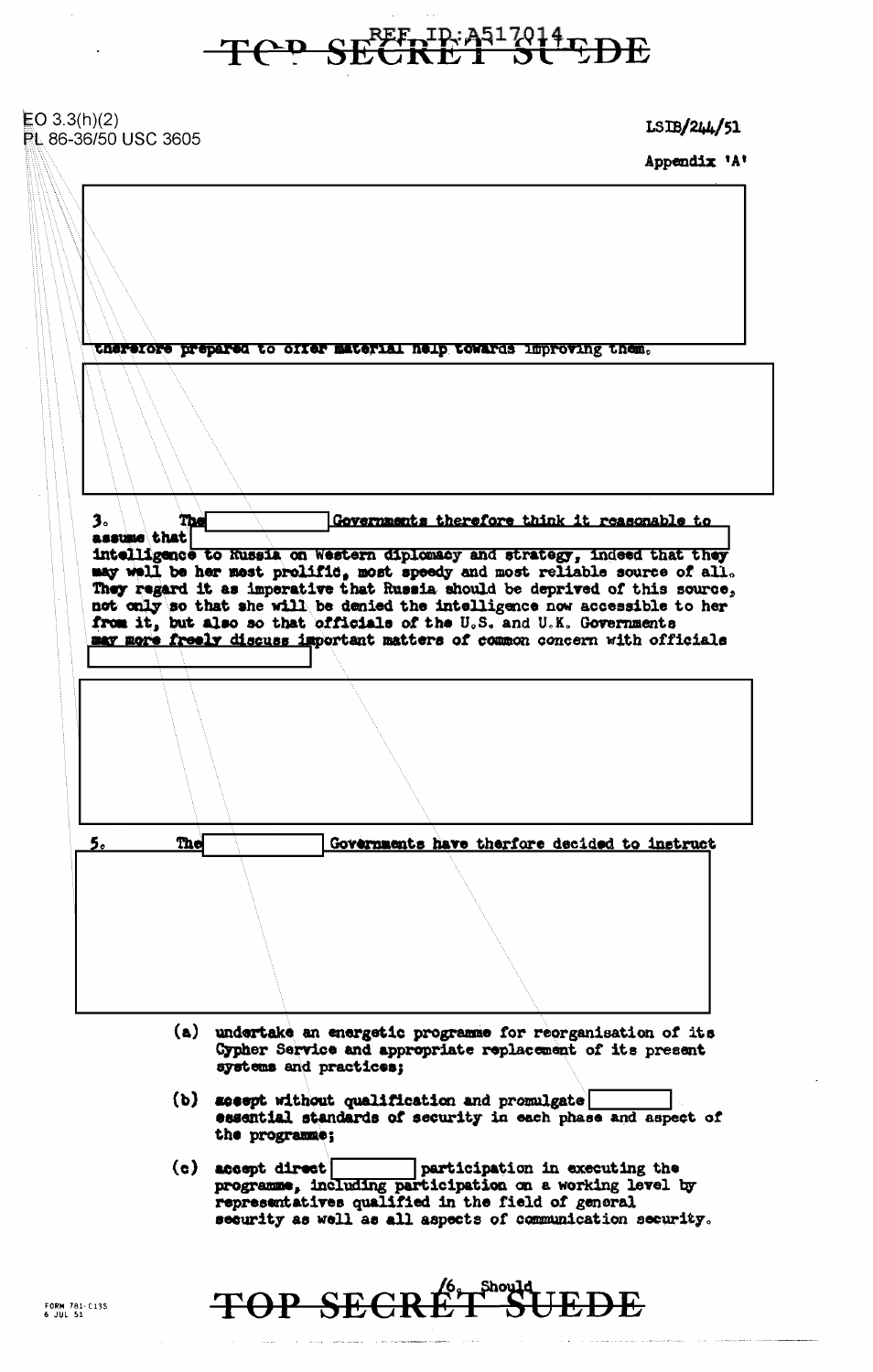EO 3.3(h)(2)
PL 86-36/50 USC 3605

LSIB/244/51

Appendix 'A'

therefore prepared to offer material help towards improving them.

3. The Governments therefore think it reasonable to assume that intelligence to Russia on Western diplomacy and strategy, indeed that they may well be her most prolific, most speedy and most reliable source of all. They regard it as imperative that Russia should be deprived of this source, not only so that she will be denied the intelligence now accessible to her from it, but also so that officials of the U.S. and U.K. Governments may more freely discuss important matters of common concern with officials

5. The Governments have therfore decided to instruct

(a) undertake an energetic programme for reorganisation of its Cypher Service and appropriate replacement of its present systems and practices;

(b) accept without qualification and promulgate essential standards of security in each phase and aspect of the programme;

(c) accept direct participation in executing the programme, including participation on a working level by representatives qualified in the field of general security as well as all aspects of communication security.

/6. Should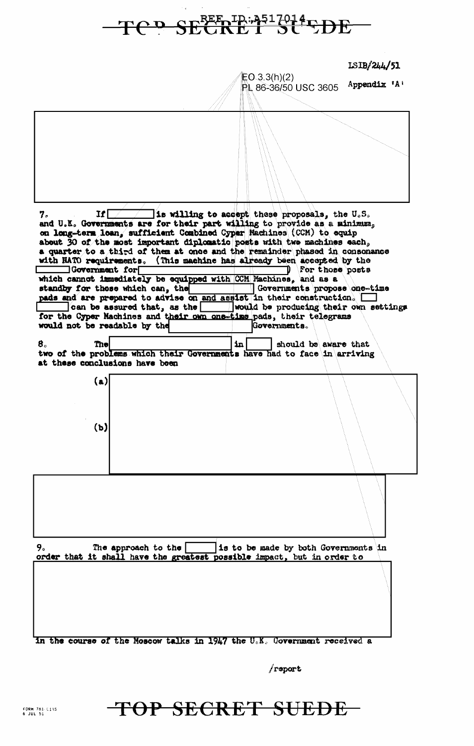LSIB/244/51

EO 3.3(h)(2)
PL 86-36/50 USC 3605

Appendix 'A'

7. If [ ] is willing to accept these proposals, the U.S. and U.K. Governments are for their part willing to provide as a minimum, on long-term loan, sufficient Combined Cyper Machines (CCM) to equip about 30 of the most important diplomatic posts with two machines each, a quarter to a third of them at once and the remainder phased in consonance with NATO requirements. (This machine has already been accepted by the [ ] Government for [ ]) For those posts which cannot immediately be equipped with CCM Machines, and as a standby for those which can, the [ ] Governments propose one-time pads and are prepared to advise on and assist in their construction. [ ] can be assured that, as the [ ] would be producing their own settings for the Cyper Machines and their own one-time pads, their telegrams would not be readable by the [ ] Governments.

8. The [ ] in [ ] should be aware that two of the problems which their Governments have had to face in arriving at these conclusions have been

(a) [ ]

(b) [ ]

9. The approach to the [ ] is to be made by both Governments in order that it shall have the greatest possible impact, but in order to

in the course of the Moscow talks in 1947 the U.K. Government received a

/report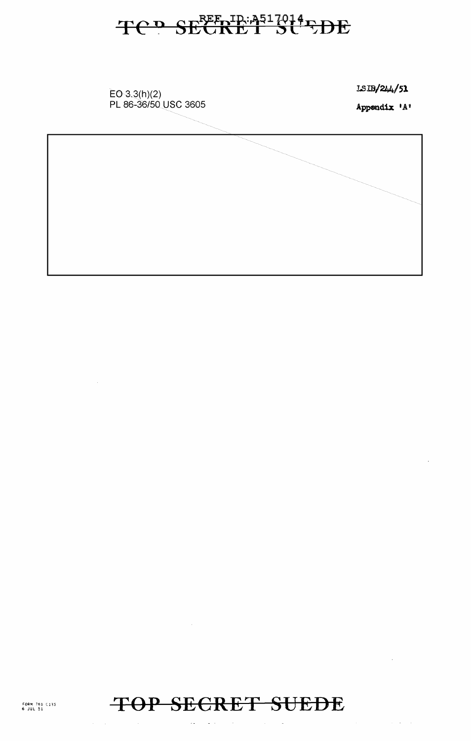EO 3.3(h)(2)
PL 86-36/50 USC 3605

LSIB/244/51

Appendix 'A'

FORM 781 C13S
6 JUL 51